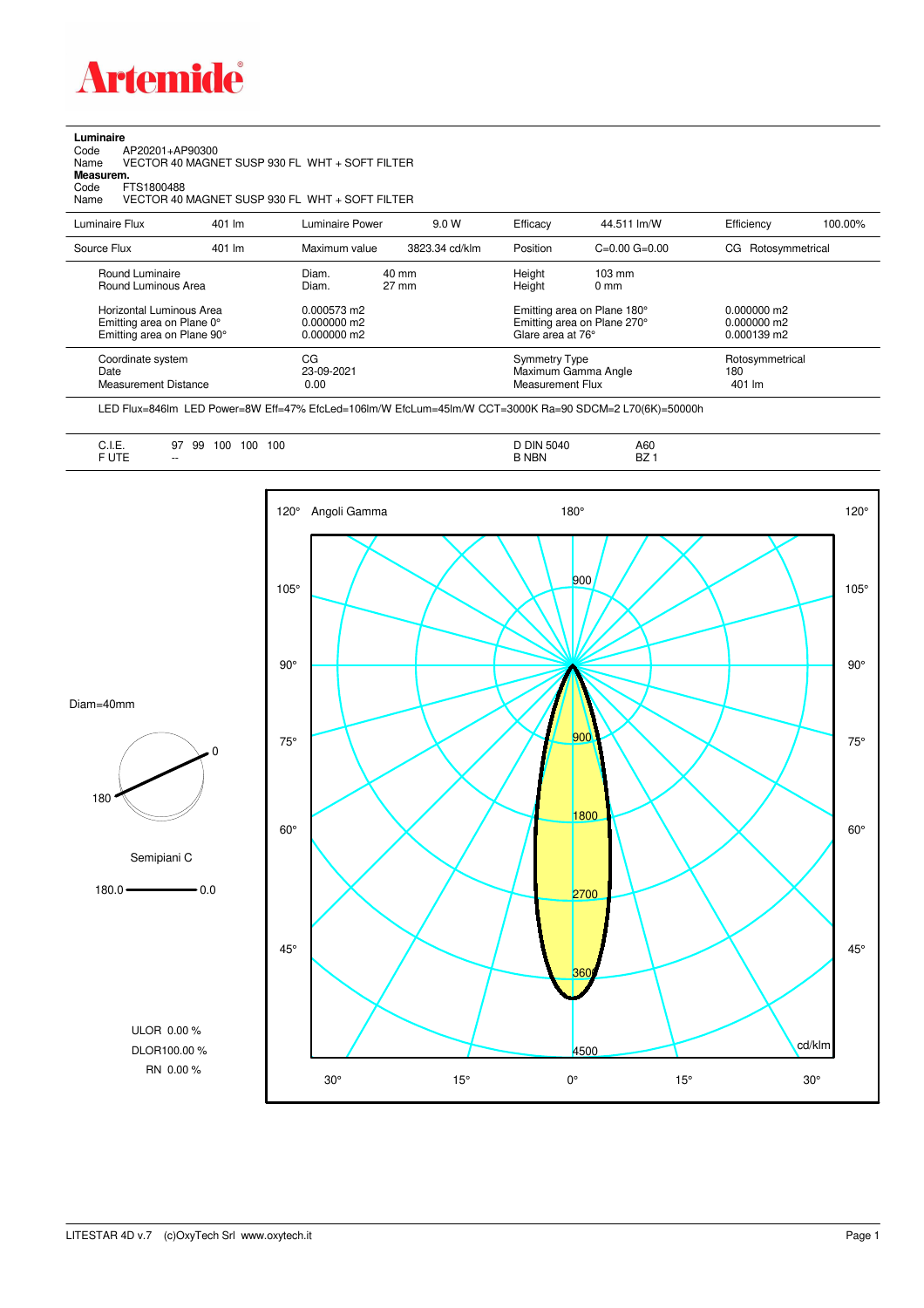# Artemide

**Luminaire**

Code AP20201+AP90300
Name VECTOR 40 MAGNET SUSP 930 FL WHT + SOFT FILTER

**Measurem.**

Code FTS1800488
Name VECTOR 40 MAGNET SUSP 930 FL WHT + SOFT FILTER

| Luminaire Flux | 401 lm | Luminaire Power | 9.0 W | Efficacy | 44.511 lm/W | Efficiency | 100.00% |
|---|---|---|---|---|---|---|---|
| Source Flux | 401 lm | Maximum value | 3823.34 cd/klm | Position | C=0.00 G=0.00 | CG Rotosymmetrical | |

| | | | | |
|---|---|---|---|---|
| Round Luminaire | Diam. 40 mm | Height 103 mm | | |
| Round Luminous Area | Diam. 27 mm | Height 0 mm | | |
| Horizontal Luminous Area | 0.000573 m2 | Emitting area on Plane 180° | 0.000000 m2 | |
| Emitting area on Plane 0° | 0.000000 m2 | Emitting area on Plane 270° | 0.000000 m2 | |
| Emitting area on Plane 90° | 0.000000 m2 | Glare area at 76° | 0.000139 m2 | |

| | | | |
|---|---|---|---|
| Coordinate system | CG | Symmetry Type | Rotosymmetrical |
| Date | 23-09-2021 | Maximum Gamma Angle | 180 |
| Measurement Distance | 0.00 | Measurement Flux | 401 lm |

LED Flux=846lm LED Power=8W Eff=47% EfcLed=106lm/W EfcLum=45lm/W CCT=3000K Ra=90 SDCM=2 L70(6K)=50000h

| | | | |
|---|---|---|---|
| C.I.E. | 97 99 100 100 100 | D DIN 5040 | A60 |
| F UTE | -- | B NBN | BZ 1 |

Diam=40mm

Semipiani C

180.0 — 0.0

ULOR 0.00 %
DLOR100.00 %
RN 0.00 %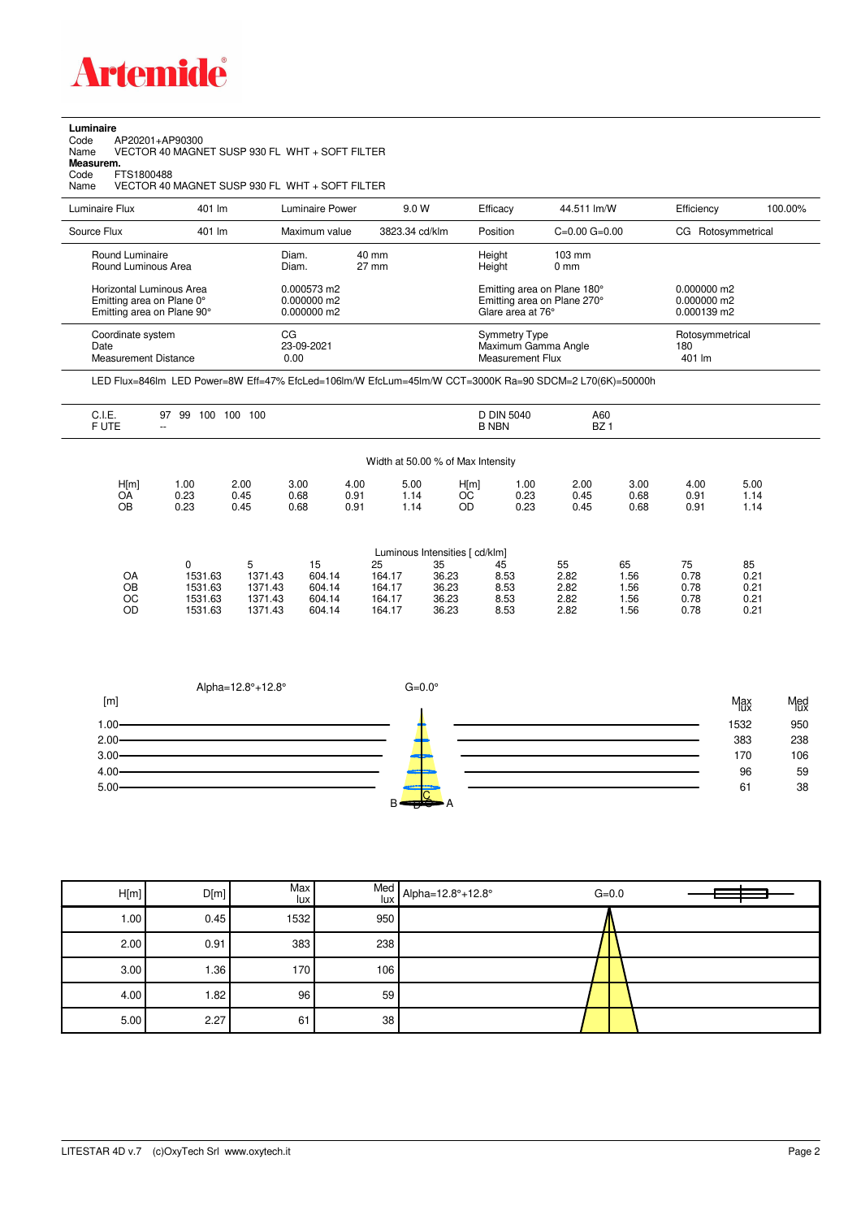# Artemide

**Luminaire**
Code AP20201+AP90300
Name VECTOR 40 MAGNET SUSP 930 FL WHT + SOFT FILTER
**Measurem.**
Code FTS1800488
Name VECTOR 40 MAGNET SUSP 930 FL WHT + SOFT FILTER

| | | | | | | | |
|---|---|---|---|---|---|---|---|
| Luminaire Flux | 401 lm | Luminaire Power | 9.0 W | Efficacy | 44.511 lm/W | Efficiency | 100.00% |
| Source Flux | 401 lm | Maximum value | 3823.34 cd/klm | Position | C=0.00 G=0.00 | CG Rotosymmetrical | |

| | | | | | |
|---|---|---|---|---|---|
| Round Luminaire | Diam. | 40 mm | Height | 103 mm | |
| Round Luminous Area | Diam. | 27 mm | Height | 0 mm | |
| Horizontal Luminous Area | 0.000573 m2 | | Emitting area on Plane 180° | | 0.000000 m2 |
| Emitting area on Plane 0° | 0.000000 m2 | | Emitting area on Plane 270° | | 0.000000 m2 |
| Emitting area on Plane 90° | 0.000000 m2 | | Glare area at 76° | | 0.000139 m2 |
| Coordinate system | CG | | Symmetry Type | | Rotosymmetrical |
| Date | 23-09-2021 | | Maximum Gamma Angle | | 180 |
| Measurement Distance | 0.00 | | Measurement Flux | | 401 lm |

LED Flux=846lm LED Power=8W Eff=47% EfcLed=106lm/W EfcLum=45lm/W CCT=3000K Ra=90 SDCM=2 L70(6K)=50000h

| | | | |
|---|---|---|---|
| C.I.E. | 97 99 100 100 100 | D DIN 5040 | A60 |
| F UTE | -- | B NBN | BZ 1 |

Width at 50.00 % of Max Intensity

| H[m] | 1.00 | 2.00 | 3.00 | 4.00 | 5.00 | H[m] | 1.00 | 2.00 | 3.00 | 4.00 | 5.00 |
|---|---|---|---|---|---|---|---|---|---|---|---|
| OA | 0.23 | 0.45 | 0.68 | 0.91 | 1.14 | OC | 0.23 | 0.45 | 0.68 | 0.91 | 1.14 |
| OB | 0.23 | 0.45 | 0.68 | 0.91 | 1.14 | OD | 0.23 | 0.45 | 0.68 | 0.91 | 1.14 |

Luminous Intensities [ cd/klm]

| | 0 | 5 | 15 | 25 | 35 | 45 | 55 | 65 | 75 | 85 |
|---|---|---|---|---|---|---|---|---|---|---|
| OA | 1531.63 | 1371.43 | 604.14 | 164.17 | 36.23 | 8.53 | 2.82 | 1.56 | 0.78 | 0.21 |
| OB | 1531.63 | 1371.43 | 604.14 | 164.17 | 36.23 | 8.53 | 2.82 | 1.56 | 0.78 | 0.21 |
| OC | 1531.63 | 1371.43 | 604.14 | 164.17 | 36.23 | 8.53 | 2.82 | 1.56 | 0.78 | 0.21 |
| OD | 1531.63 | 1371.43 | 604.14 | 164.17 | 36.23 | 8.53 | 2.82 | 1.56 | 0.78 | 0.21 |

Alpha=12.8°+12.8°
G=0.0°
[m]
Max lux
Med lux
1.00 1532 950
2.00 383 238
3.00 170 106
4.00 96 59
5.00 61 38
B D C A

| H[m] | D[m] | Max lux | Med lux | Alpha=12.8°+12.8° G=0.0 |
|---|---|---|---|---|
| 1.00 | 0.45 | 1532 | 950 | |
| 2.00 | 0.91 | 383 | 238 | |
| 3.00 | 1.36 | 170 | 106 | |
| 4.00 | 1.82 | 96 | 59 | |
| 5.00 | 2.27 | 61 | 38 | |

LITESTAR 4D v.7 (c)OxyTech Srl www.oxytech.it